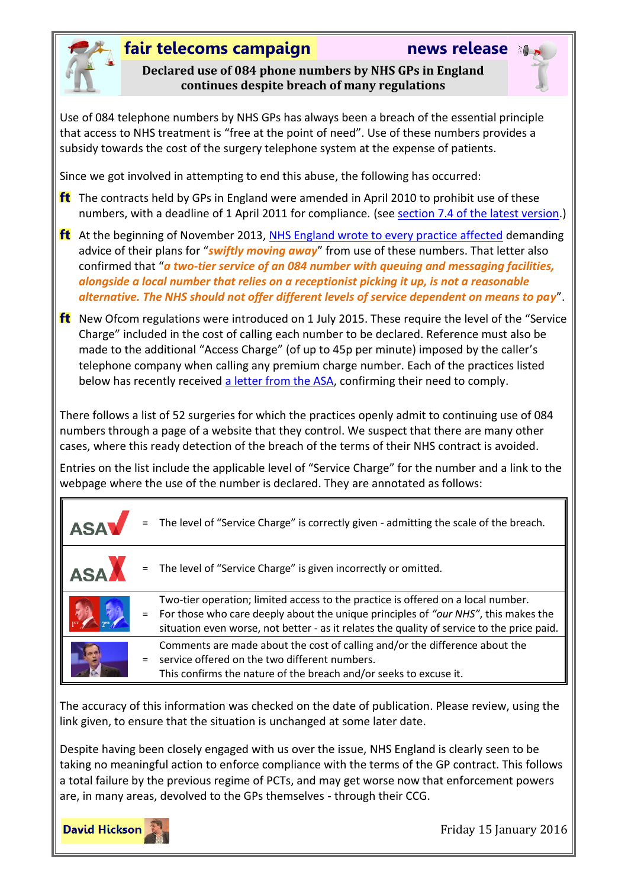# fair telecoms campaign

## news release

**Declared use of 084 phone numbers by NHS GPs in England continues despite breach of many regulations**

Use of 084 telephone numbers by NHS GPs has always been a breach of the essential principle that access to NHS treatment is "free at the point of need". Use of these numbers provides a subsidy towards the cost of the surgery telephone system at the expense of patients.

Since we got involved in attempting to end this abuse, the following has occurred:

- The contracts held by GPs in England were amended in April 2010 to prohibit use of these numbers, with a deadline of 1 April 2011 for compliance. (see section 7.4 of the latest version.)
- At the beginning of November 2013, NHS England wrote to every practice affected demanding advice of their plans for "***swiftly moving away***" from use of these numbers. That letter also confirmed that "***a two-tier service of an 084 number with queuing and messaging facilities, alongside a local number that relies on a receptionist picking it up, is not a reasonable alternative. The NHS should not offer different levels of service dependent on means to pay***".
- New Ofcom regulations were introduced on 1 July 2015. These require the level of the "Service Charge" included in the cost of calling each number to be declared. Reference must also be made to the additional "Access Charge" (of up to 45p per minute) imposed by the caller's telephone company when calling any premium charge number. Each of the practices listed below has recently received a letter from the ASA, confirming their need to comply.

There follows a list of 52 surgeries for which the practices openly admit to continuing use of 084 numbers through a page of a website that they control. We suspect that there are many other cases, where this ready detection of the breach of the terms of their NHS contract is avoided.

Entries on the list include the applicable level of "Service Charge" for the number and a link to the webpage where the use of the number is declared. They are annotated as follows:

| | | |
|---|---|---|
| ASA ✓ | = | The level of "Service Charge" is correctly given - admitting the scale of the breach. |
| ASA ✗ | = | The level of "Service Charge" is given incorrectly or omitted. |
| 1st 2nd | = | Two-tier operation; limited access to the practice is offered on a local number. For those who care deeply about the unique principles of *"our NHS"*, this makes the situation even worse, not better - as it relates the quality of service to the price paid. |
| | = | Comments are made about the cost of calling and/or the difference about the service offered on the two different numbers. This confirms the nature of the breach and/or seeks to excuse it. |

The accuracy of this information was checked on the date of publication. Please review, using the link given, to ensure that the situation is unchanged at some later date.

Despite having been closely engaged with us over the issue, NHS England is clearly seen to be taking no meaningful action to enforce compliance with the terms of the GP contract. This follows a total failure by the previous regime of PCTs, and may get worse now that enforcement powers are, in many areas, devolved to the GPs themselves - through their CCG.

**David Hickson**

Friday 15 January 2016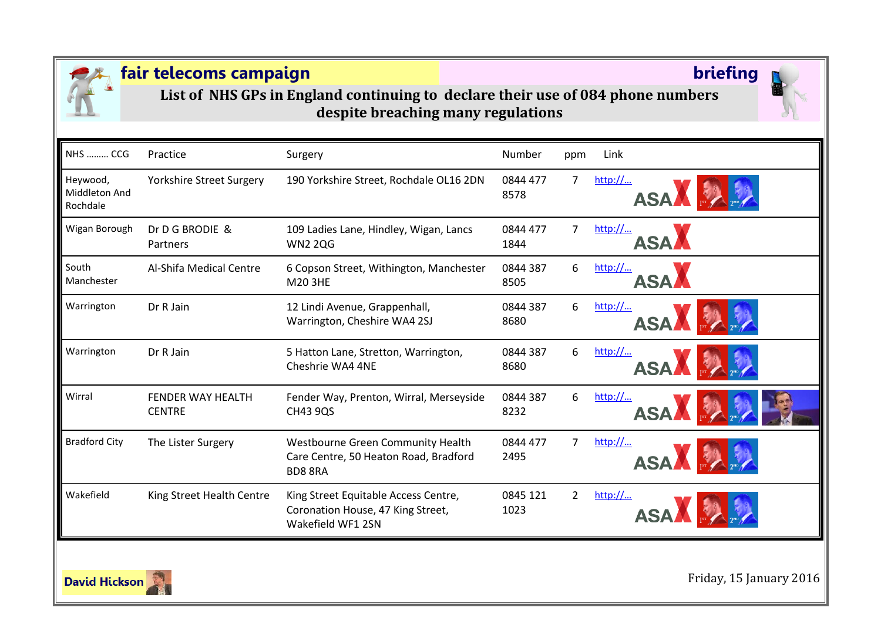**fair telecoms campaign** **briefing**

## List of NHS GPs in England continuing to declare their use of 084 phone numbers despite breaching many regulations

| NHS ……… CCG | Practice | Surgery | Number | ppm | Link |
|---|---|---|---|---|---|
| Heywood, Middleton And Rochdale | Yorkshire Street Surgery | 190 Yorkshire Street, Rochdale OL16 2DN | 0844 477 8578 | 7 | http://… ASA |
| Wigan Borough | Dr D G BRODIE & Partners | 109 Ladies Lane, Hindley, Wigan, Lancs WN2 2QG | 0844 477 1844 | 7 | http://… ASA |
| South Manchester | Al-Shifa Medical Centre | 6 Copson Street, Withington, Manchester M20 3HE | 0844 387 8505 | 6 | http://… ASA |
| Warrington | Dr R Jain | 12 Lindi Avenue, Grappenhall, Warrington, Cheshire WA4 2SJ | 0844 387 8680 | 6 | http://… ASA |
| Warrington | Dr R Jain | 5 Hatton Lane, Stretton, Warrington, Cheshrie WA4 4NE | 0844 387 8680 | 6 | http://… ASA |
| Wirral | FENDER WAY HEALTH CENTRE | Fender Way, Prenton, Wirral, Merseyside CH43 9QS | 0844 387 8232 | 6 | http://… ASA |
| Bradford City | The Lister Surgery | Westbourne Green Community Health Care Centre, 50 Heaton Road, Bradford BD8 8RA | 0844 477 2495 | 7 | http://… ASA |
| Wakefield | King Street Health Centre | King Street Equitable Access Centre, Coronation House, 47 King Street, Wakefield WF1 2SN | 0845 121 1023 | 2 | http://… ASA |

**David Hickson**

Friday, 15 January 2016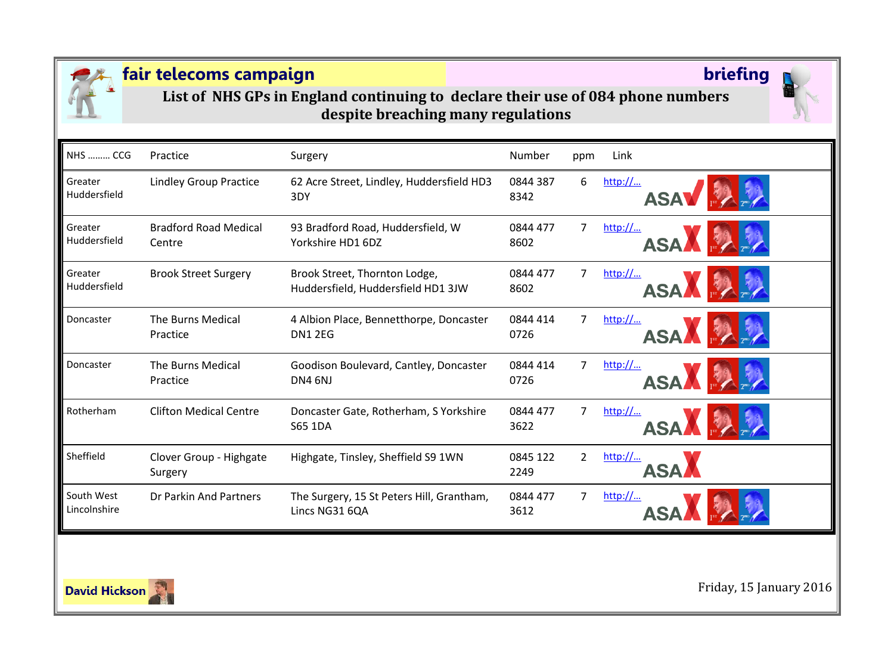**fair telecoms campaign** **briefing**

## List of NHS GPs in England continuing to declare their use of 084 phone numbers despite breaching many regulations

| NHS ……… CCG | Practice | Surgery | Number | ppm | Link |
|---|---|---|---|---|---|
| Greater Huddersfield | Lindley Group Practice | 62 Acre Street, Lindley, Huddersfield HD3 3DY | 0844 387 8342 | 6 | http://… ASA |
| Greater Huddersfield | Bradford Road Medical Centre | 93 Bradford Road, Huddersfield, W Yorkshire HD1 6DZ | 0844 477 8602 | 7 | http://… ASA |
| Greater Huddersfield | Brook Street Surgery | Brook Street, Thornton Lodge, Huddersfield, Huddersfield HD1 3JW | 0844 477 8602 | 7 | http://… ASA |
| Doncaster | The Burns Medical Practice | 4 Albion Place, Bennetthorpe, Doncaster DN1 2EG | 0844 414 0726 | 7 | http://… ASA |
| Doncaster | The Burns Medical Practice | Goodison Boulevard, Cantley, Doncaster DN4 6NJ | 0844 414 0726 | 7 | http://… ASA |
| Rotherham | Clifton Medical Centre | Doncaster Gate, Rotherham, S Yorkshire S65 1DA | 0844 477 3622 | 7 | http://… ASA |
| Sheffield | Clover Group - Highgate Surgery | Highgate, Tinsley, Sheffield S9 1WN | 0845 122 2249 | 2 | http://… ASA |
| South West Lincolnshire | Dr Parkin And Partners | The Surgery, 15 St Peters Hill, Grantham, Lincs NG31 6QA | 0844 477 3612 | 7 | http://… ASA |

David Hickson

Friday, 15 January 2016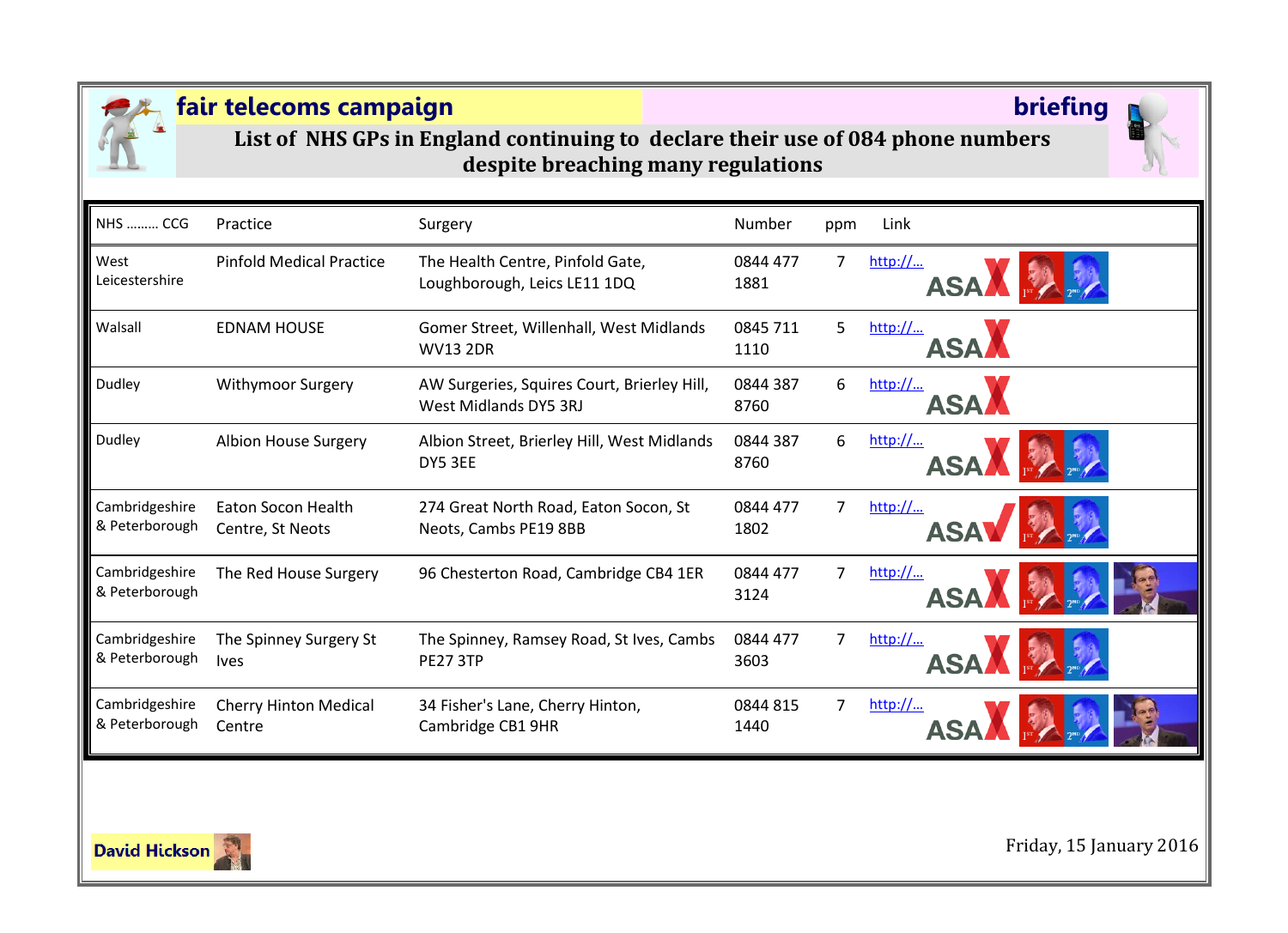**fair telecoms campaign** **briefing**

## List of NHS GPs in England continuing to declare their use of 084 phone numbers despite breaching many regulations

| NHS ……… CCG | Practice | Surgery | Number | ppm | Link |
|---|---|---|---|---|---|
| West Leicestershire | Pinfold Medical Practice | The Health Centre, Pinfold Gate, Loughborough, Leics LE11 1DQ | 0844 477 1881 | 7 | http://… ASA |
| Walsall | EDNAM HOUSE | Gomer Street, Willenhall, West Midlands WV13 2DR | 0845 711 1110 | 5 | http://… ASA |
| Dudley | Withymoor Surgery | AW Surgeries, Squires Court, Brierley Hill, West Midlands DY5 3RJ | 0844 387 8760 | 6 | http://… ASA |
| Dudley | Albion House Surgery | Albion Street, Brierley Hill, West Midlands DY5 3EE | 0844 387 8760 | 6 | http://… ASA |
| Cambridgeshire & Peterborough | Eaton Socon Health Centre, St Neots | 274 Great North Road, Eaton Socon, St Neots, Cambs PE19 8BB | 0844 477 1802 | 7 | http://… ASA |
| Cambridgeshire & Peterborough | The Red House Surgery | 96 Chesterton Road, Cambridge CB4 1ER | 0844 477 3124 | 7 | http://… ASA |
| Cambridgeshire & Peterborough | The Spinney Surgery St Ives | The Spinney, Ramsey Road, St Ives, Cambs PE27 3TP | 0844 477 3603 | 7 | http://… ASA |
| Cambridgeshire & Peterborough | Cherry Hinton Medical Centre | 34 Fisher's Lane, Cherry Hinton, Cambridge CB1 9HR | 0844 815 1440 | 7 | http://… ASA |

David Hickson

Friday, 15 January 2016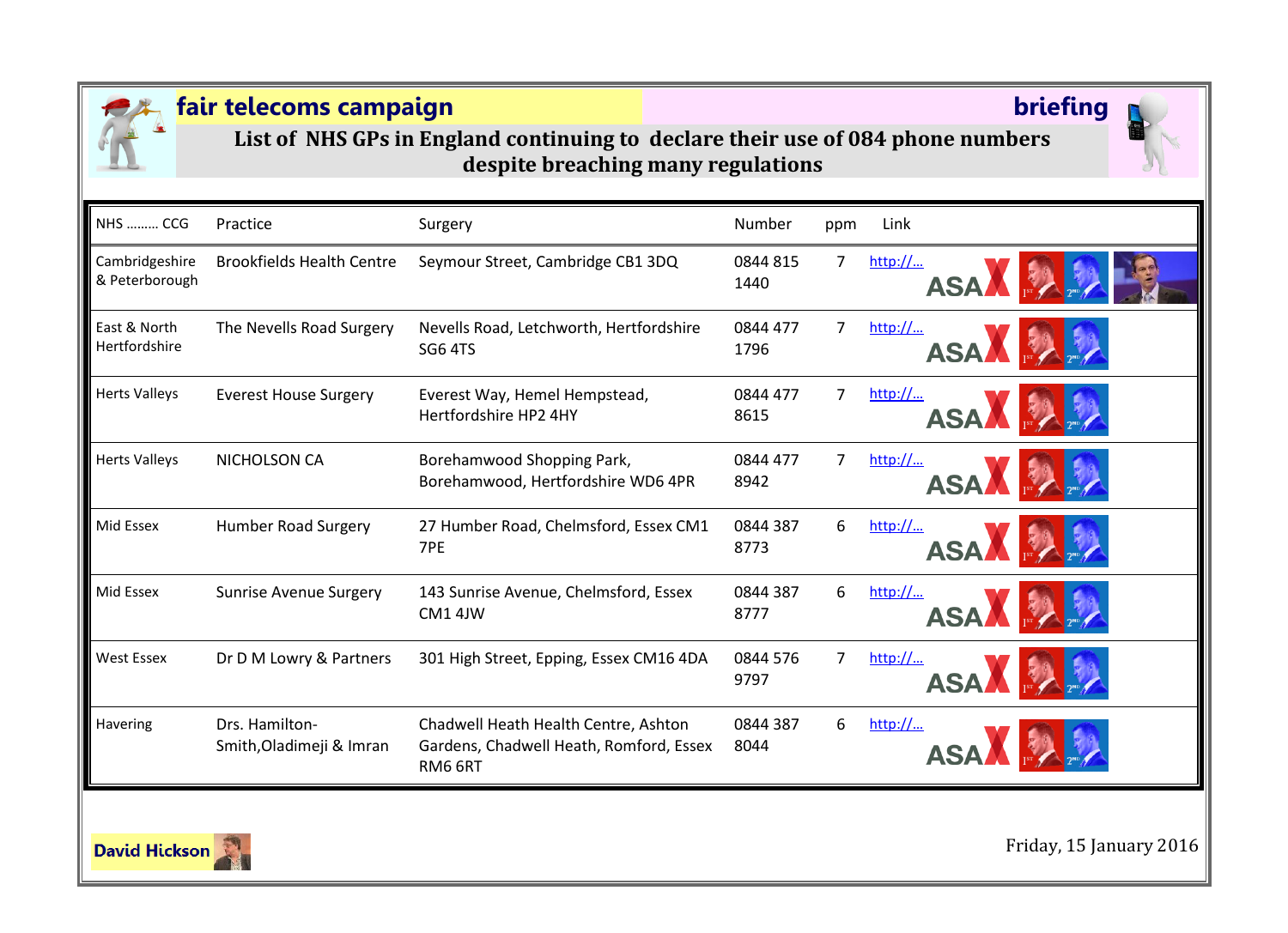**fair telecoms campaign** **briefing**

# List of NHS GPs in England continuing to declare their use of 084 phone numbers despite breaching many regulations

| NHS ……… CCG | Practice | Surgery | Number | ppm | Link |
|---|---|---|---|---|---|
| Cambridgeshire & Peterborough | Brookfields Health Centre | Seymour Street, Cambridge CB1 3DQ | 0844 815 1440 | 7 | http://… ASA |
| East & North Hertfordshire | The Nevells Road Surgery | Nevells Road, Letchworth, Hertfordshire SG6 4TS | 0844 477 1796 | 7 | http://… ASA |
| Herts Valleys | Everest House Surgery | Everest Way, Hemel Hempstead, Hertfordshire HP2 4HY | 0844 477 8615 | 7 | http://… ASA |
| Herts Valleys | NICHOLSON CA | Borehamwood Shopping Park, Borehamwood, Hertfordshire WD6 4PR | 0844 477 8942 | 7 | http://… ASA |
| Mid Essex | Humber Road Surgery | 27 Humber Road, Chelmsford, Essex CM1 7PE | 0844 387 8773 | 6 | http://… ASA |
| Mid Essex | Sunrise Avenue Surgery | 143 Sunrise Avenue, Chelmsford, Essex CM1 4JW | 0844 387 8777 | 6 | http://… ASA |
| West Essex | Dr D M Lowry & Partners | 301 High Street, Epping, Essex CM16 4DA | 0844 576 9797 | 7 | http://… ASA |
| Havering | Drs. Hamilton-Smith,Oladimeji & Imran | Chadwell Heath Health Centre, Ashton Gardens, Chadwell Heath, Romford, Essex RM6 6RT | 0844 387 8044 | 6 | http://… ASA |

David Hickson

Friday, 15 January 2016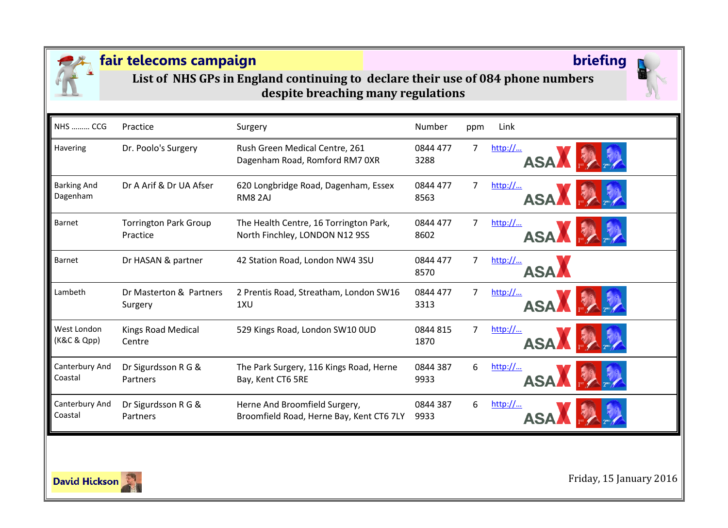**fair telecoms campaign** **briefing**

# List of NHS GPs in England continuing to declare their use of 084 phone numbers despite breaching many regulations

| NHS ……… CCG | Practice | Surgery | Number | ppm | Link |
|---|---|---|---|---|---|
| Havering | Dr. Poolo's Surgery | Rush Green Medical Centre, 261 Dagenham Road, Romford RM7 0XR | 0844 477 3288 | 7 | http://… ASA |
| Barking And Dagenham | Dr A Arif & Dr UA Afser | 620 Longbridge Road, Dagenham, Essex RM8 2AJ | 0844 477 8563 | 7 | http://… ASA |
| Barnet | Torrington Park Group Practice | The Health Centre, 16 Torrington Park, North Finchley, LONDON N12 9SS | 0844 477 8602 | 7 | http://… ASA |
| Barnet | Dr HASAN & partner | 42 Station Road, London NW4 3SU | 0844 477 8570 | 7 | http://… ASA |
| Lambeth | Dr Masterton & Partners Surgery | 2 Prentis Road, Streatham, London SW16 1XU | 0844 477 3313 | 7 | http://… ASA |
| West London (K&C & Qpp) | Kings Road Medical Centre | 529 Kings Road, London SW10 0UD | 0844 815 1870 | 7 | http://… ASA |
| Canterbury And Coastal | Dr Sigurdsson R G & Partners | The Park Surgery, 116 Kings Road, Herne Bay, Kent CT6 5RE | 0844 387 9933 | 6 | http://… ASA |
| Canterbury And Coastal | Dr Sigurdsson R G & Partners | Herne And Broomfield Surgery, Broomfield Road, Herne Bay, Kent CT6 7LY | 0844 387 9933 | 6 | http://… ASA |

**David Hickson**

Friday, 15 January 2016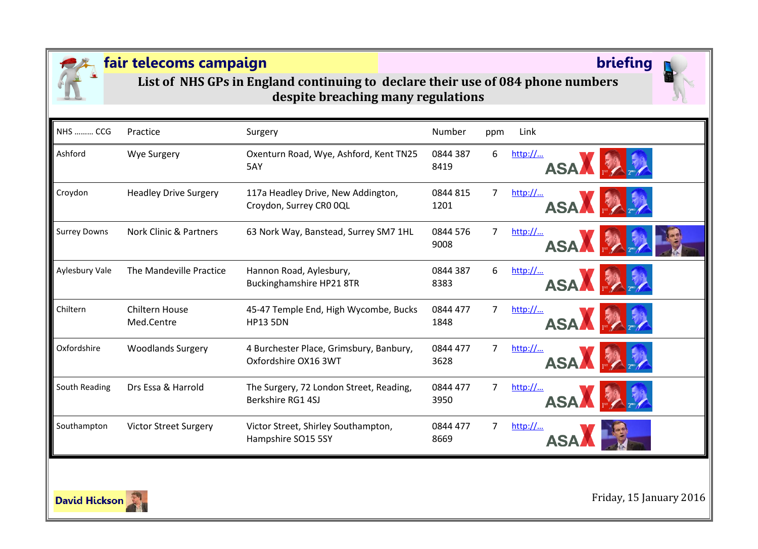**fair telecoms campaign** **briefing**

# List of NHS GPs in England continuing to declare their use of 084 phone numbers despite breaching many regulations

| NHS ……… CCG | Practice | Surgery | Number | ppm | Link |
|---|---|---|---|---|---|
| Ashford | Wye Surgery | Oxenturn Road, Wye, Ashford, Kent TN25 5AY | 0844 387 8419 | 6 | http://… ASA |
| Croydon | Headley Drive Surgery | 117a Headley Drive, New Addington, Croydon, Surrey CR0 0QL | 0844 815 1201 | 7 | http://… ASA |
| Surrey Downs | Nork Clinic & Partners | 63 Nork Way, Banstead, Surrey SM7 1HL | 0844 576 9008 | 7 | http://… ASA |
| Aylesbury Vale | The Mandeville Practice | Hannon Road, Aylesbury, Buckinghamshire HP21 8TR | 0844 387 8383 | 6 | http://… ASA |
| Chiltern | Chiltern House Med.Centre | 45-47 Temple End, High Wycombe, Bucks HP13 5DN | 0844 477 1848 | 7 | http://… ASA |
| Oxfordshire | Woodlands Surgery | 4 Burchester Place, Grimsbury, Banbury, Oxfordshire OX16 3WT | 0844 477 3628 | 7 | http://… ASA |
| South Reading | Drs Essa & Harrold | The Surgery, 72 London Street, Reading, Berkshire RG1 4SJ | 0844 477 3950 | 7 | http://… ASA |
| Southampton | Victor Street Surgery | Victor Street, Shirley Southampton, Hampshire SO15 5SY | 0844 477 8669 | 7 | http://… ASA |

**David Hickson**

Friday, 15 January 2016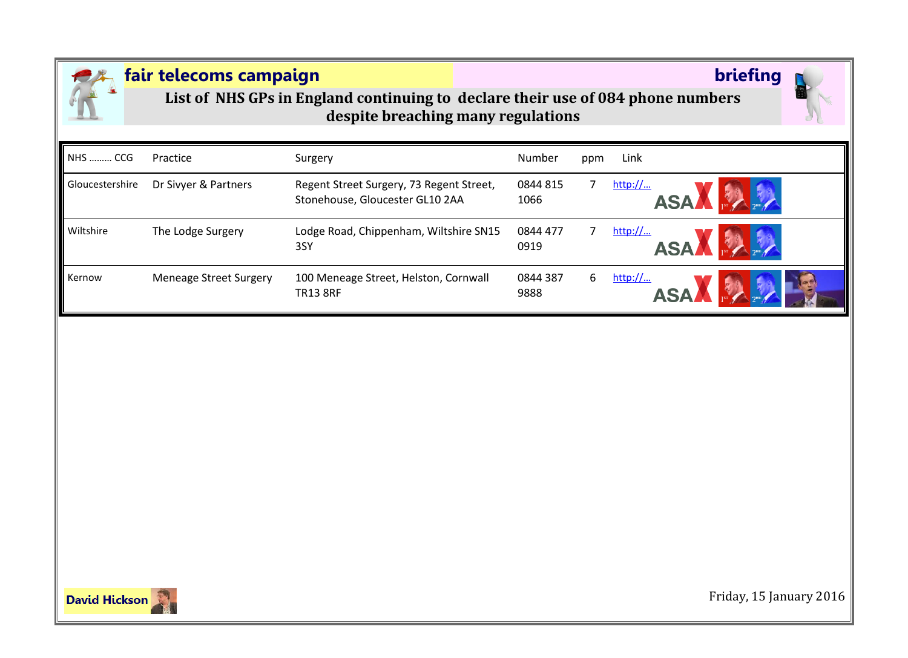**fair telecoms campaign** **briefing**

## List of NHS GPs in England continuing to declare their use of 084 phone numbers despite breaching many regulations

| NHS ……… CCG | Practice | Surgery | Number | ppm | Link |
|---|---|---|---|---|---|
| Gloucestershire | Dr Sivyer & Partners | Regent Street Surgery, 73 Regent Street, Stonehouse, Gloucester GL10 2AA | 0844 815 1066 | 7 | http://… |
| Wiltshire | The Lodge Surgery | Lodge Road, Chippenham, Wiltshire SN15 3SY | 0844 477 0919 | 7 | http://… |
| Kernow | Meneage Street Surgery | 100 Meneage Street, Helston, Cornwall TR13 8RF | 0844 387 9888 | 6 | http://… |

David Hickson

Friday, 15 January 2016